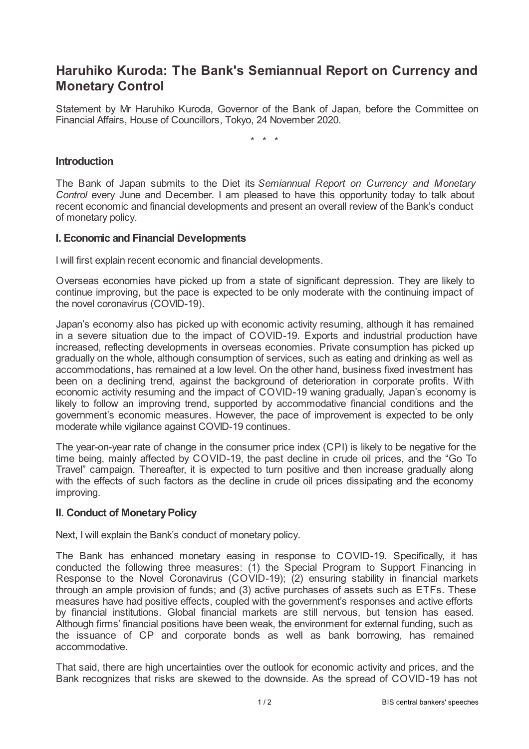# Haruhiko Kuroda: The Bank's Semiannual Report on Currency and Monetary Control

Statement by Mr Haruhiko Kuroda, Governor of the Bank of Japan, before the Committee on Financial Affairs, House of Councillors, Tokyo, 24 November 2020.

\* \* \*

### Introduction

The Bank of Japan submits to the Diet its *Semiannual Report on Currency and Monetary Control* every June and December. I am pleased to have this opportunity today to talk about recent economic and financial developments and present an overall review of the Bank's conduct of monetary policy.

### I. Economic and Financial Developments

I will first explain recent economic and financial developments.

Overseas economies have picked up from a state of significant depression. They are likely to continue improving, but the pace is expected to be only moderate with the continuing impact of the novel coronavirus (COVID-19).

Japan's economy also has picked up with economic activity resuming, although it has remained in a severe situation due to the impact of COVID-19. Exports and industrial production have increased, reflecting developments in overseas economies. Private consumption has picked up gradually on the whole, although consumption of services, such as eating and drinking as well as accommodations, has remained at a low level. On the other hand, business fixed investment has been on a declining trend, against the background of deterioration in corporate profits. With economic activity resuming and the impact of COVID-19 waning gradually, Japan's economy is likely to follow an improving trend, supported by accommodative financial conditions and the government's economic measures. However, the pace of improvement is expected to be only moderate while vigilance against COVID-19 continues.

The year-on-year rate of change in the consumer price index (CPI) is likely to be negative for the time being, mainly affected by COVID-19, the past decline in crude oil prices, and the "Go To Travel" campaign. Thereafter, it is expected to turn positive and then increase gradually along with the effects of such factors as the decline in crude oil prices dissipating and the economy improving.

### II. Conduct of Monetary Policy

Next, I will explain the Bank's conduct of monetary policy.

The Bank has enhanced monetary easing in response to COVID-19. Specifically, it has conducted the following three measures: (1) the Special Program to Support Financing in Response to the Novel Coronavirus (COVID-19); (2) ensuring stability in financial markets through an ample provision of funds; and (3) active purchases of assets such as ETFs. These measures have had positive effects, coupled with the government's responses and active efforts by financial institutions. Global financial markets are still nervous, but tension has eased. Although firms' financial positions have been weak, the environment for external funding, such as the issuance of CP and corporate bonds as well as bank borrowing, has remained accommodative.

That said, there are high uncertainties over the outlook for economic activity and prices, and the Bank recognizes that risks are skewed to the downside. As the spread of COVID-19 has not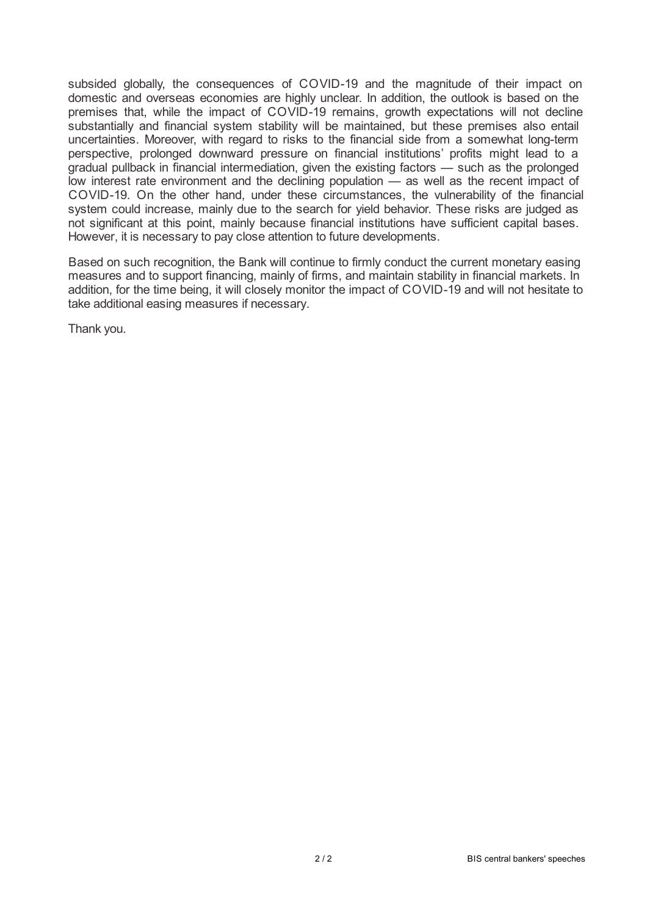subsided globally, the consequences of COVID-19 and the magnitude of their impact on domestic and overseas economies are highly unclear. In addition, the outlook is based on the premises that, while the impact of COVID-19 remains, growth expectations will not decline substantially and financial system stability will be maintained, but these premises also entail uncertainties. Moreover, with regard to risks to the financial side from a somewhat long-term perspective, prolonged downward pressure on financial institutions' profits might lead to a gradual pullback in financial intermediation, given the existing factors — such as the prolonged low interest rate environment and the declining population — as well as the recent impact of COVID-19. On the other hand, under these circumstances, the vulnerability of the financial system could increase, mainly due to the search for yield behavior. These risks are judged as not significant at this point, mainly because financial institutions have sufficient capital bases. However, it is necessary to pay close attention to future developments.

Based on such recognition, the Bank will continue to firmly conduct the current monetary easing measures and to support financing, mainly of firms, and maintain stability in financial markets. In addition, for the time being, it will closely monitor the impact of COVID-19 and will not hesitate to take additional easing measures if necessary.

Thank you.